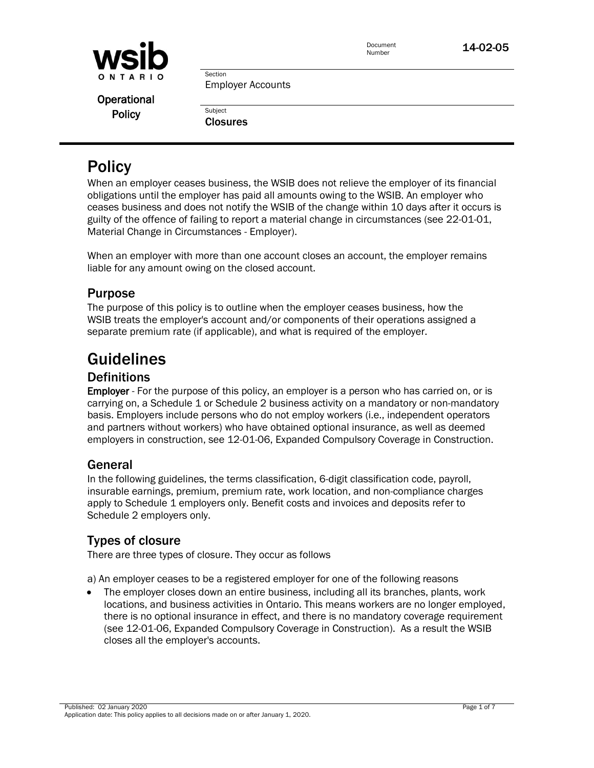**wsib**
ONTARIO

Operational Policy

Document Number: 14-02-05

Section: Employer Accounts

Subject: **Closures**

# Policy

When an employer ceases business, the WSIB does not relieve the employer of its financial obligations until the employer has paid all amounts owing to the WSIB. An employer who ceases business and does not notify the WSIB of the change within 10 days after it occurs is guilty of the offence of failing to report a material change in circumstances (see 22-01-01, Material Change in Circumstances - Employer).

When an employer with more than one account closes an account, the employer remains liable for any amount owing on the closed account.

## Purpose

The purpose of this policy is to outline when the employer ceases business, how the WSIB treats the employer's account and/or components of their operations assigned a separate premium rate (if applicable), and what is required of the employer.

# Guidelines

## Definitions

**Employer** - For the purpose of this policy, an employer is a person who has carried on, or is carrying on, a Schedule 1 or Schedule 2 business activity on a mandatory or non-mandatory basis. Employers include persons who do not employ workers (i.e., independent operators and partners without workers) who have obtained optional insurance, as well as deemed employers in construction, see 12-01-06, Expanded Compulsory Coverage in Construction.

## General

In the following guidelines, the terms classification, 6-digit classification code, payroll, insurable earnings, premium, premium rate, work location, and non-compliance charges apply to Schedule 1 employers only. Benefit costs and invoices and deposits refer to Schedule 2 employers only.

## Types of closure

There are three types of closure. They occur as follows

a) An employer ceases to be a registered employer for one of the following reasons

- The employer closes down an entire business, including all its branches, plants, work locations, and business activities in Ontario. This means workers are no longer employed, there is no optional insurance in effect, and there is no mandatory coverage requirement (see 12-01-06, Expanded Compulsory Coverage in Construction). As a result the WSIB closes all the employer's accounts.

Published: 02 January 2020
Application date: This policy applies to all decisions made on or after January 1, 2020.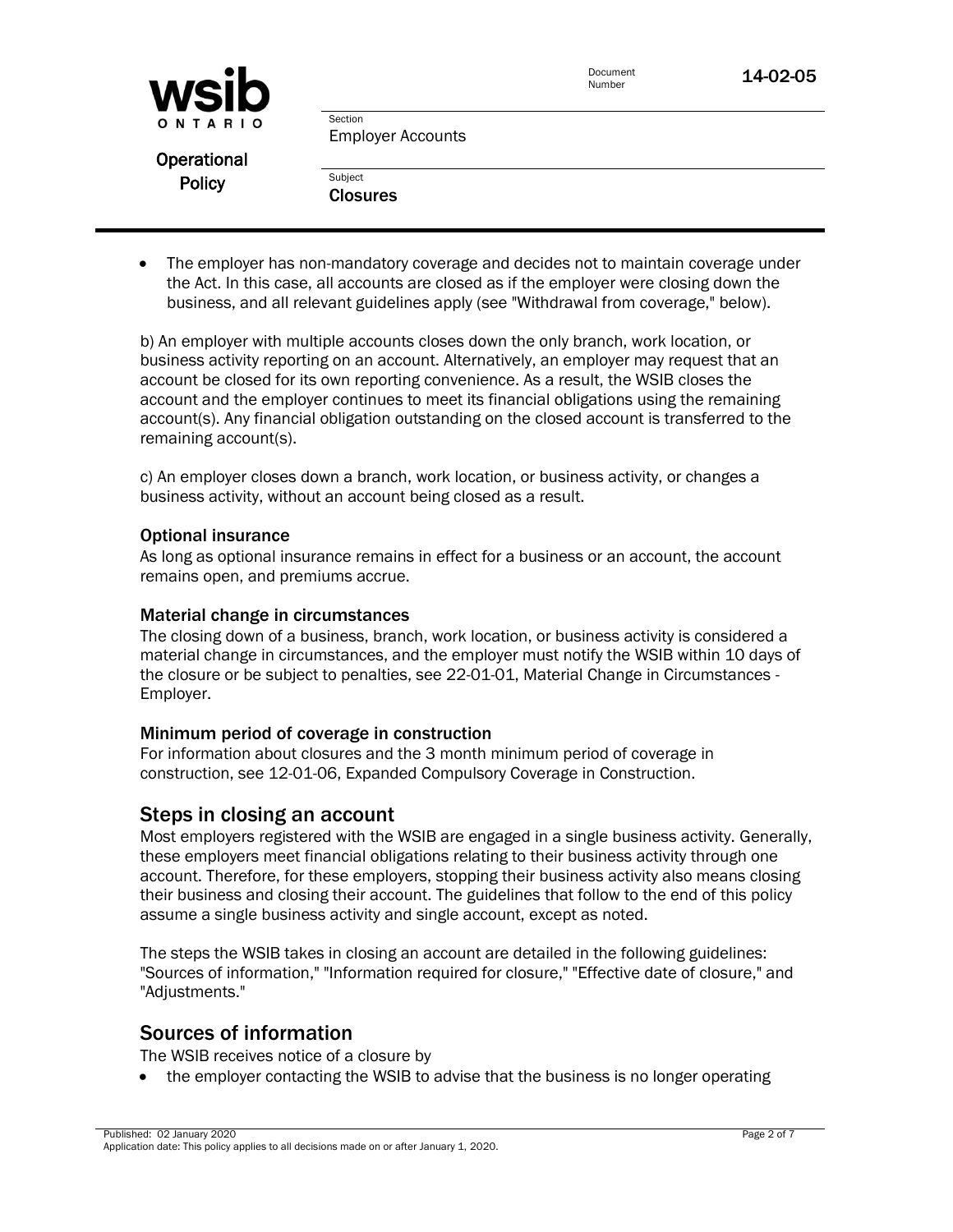- The employer has non-mandatory coverage and decides not to maintain coverage under the Act. In this case, all accounts are closed as if the employer were closing down the business, and all relevant guidelines apply (see "Withdrawal from coverage," below).

b) An employer with multiple accounts closes down the only branch, work location, or business activity reporting on an account. Alternatively, an employer may request that an account be closed for its own reporting convenience. As a result, the WSIB closes the account and the employer continues to meet its financial obligations using the remaining account(s). Any financial obligation outstanding on the closed account is transferred to the remaining account(s).

c) An employer closes down a branch, work location, or business activity, or changes a business activity, without an account being closed as a result.

### Optional insurance

As long as optional insurance remains in effect for a business or an account, the account remains open, and premiums accrue.

### Material change in circumstances

The closing down of a business, branch, work location, or business activity is considered a material change in circumstances, and the employer must notify the WSIB within 10 days of the closure or be subject to penalties, see 22-01-01, Material Change in Circumstances - Employer.

### Minimum period of coverage in construction

For information about closures and the 3 month minimum period of coverage in construction, see 12-01-06, Expanded Compulsory Coverage in Construction.

## Steps in closing an account

Most employers registered with the WSIB are engaged in a single business activity. Generally, these employers meet financial obligations relating to their business activity through one account. Therefore, for these employers, stopping their business activity also means closing their business and closing their account. The guidelines that follow to the end of this policy assume a single business activity and single account, except as noted.

The steps the WSIB takes in closing an account are detailed in the following guidelines: "Sources of information," "Information required for closure," "Effective date of closure," and "Adjustments."

## Sources of information

The WSIB receives notice of a closure by

- the employer contacting the WSIB to advise that the business is no longer operating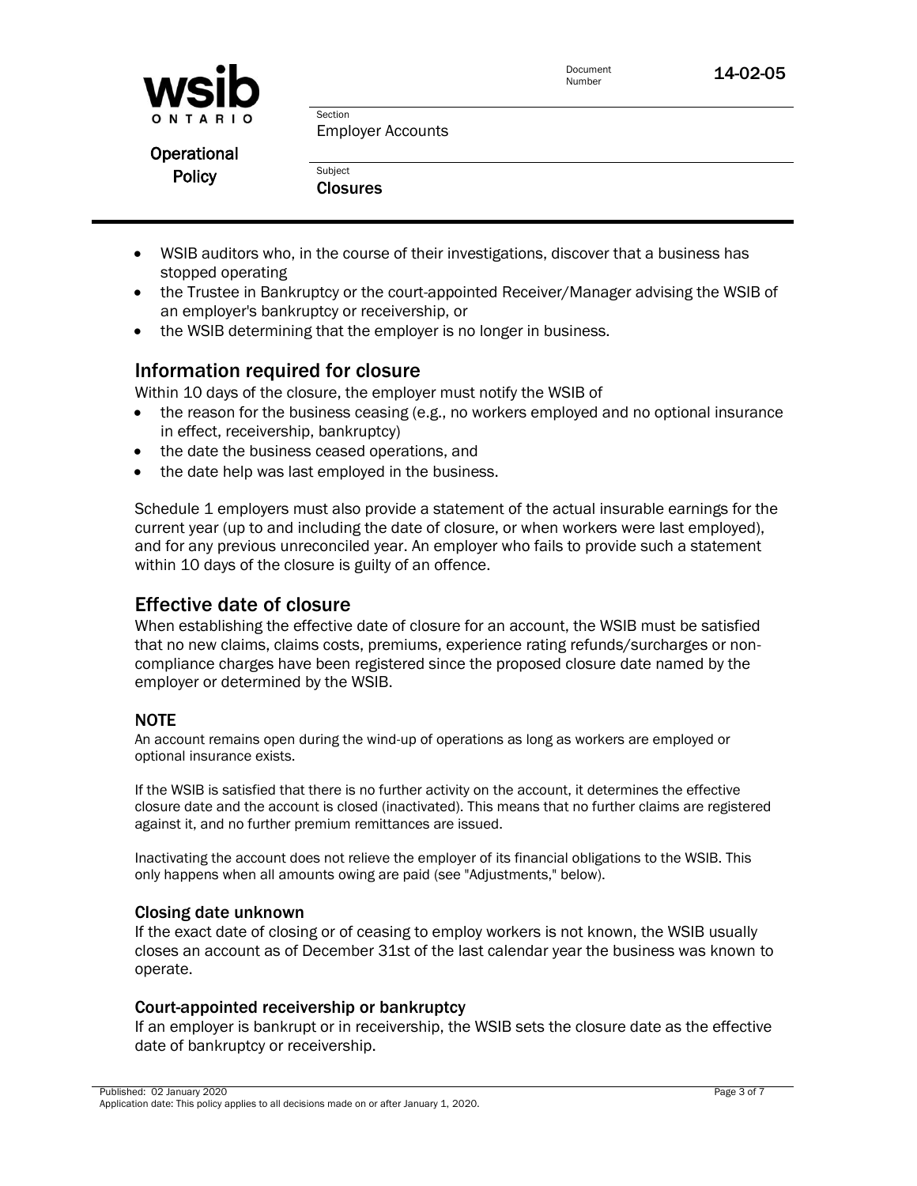- WSIB auditors who, in the course of their investigations, discover that a business has stopped operating
- the Trustee in Bankruptcy or the court-appointed Receiver/Manager advising the WSIB of an employer's bankruptcy or receivership, or
- the WSIB determining that the employer is no longer in business.

## Information required for closure

Within 10 days of the closure, the employer must notify the WSIB of

- the reason for the business ceasing (e.g., no workers employed and no optional insurance in effect, receivership, bankruptcy)
- the date the business ceased operations, and
- the date help was last employed in the business.

Schedule 1 employers must also provide a statement of the actual insurable earnings for the current year (up to and including the date of closure, or when workers were last employed), and for any previous unreconciled year. An employer who fails to provide such a statement within 10 days of the closure is guilty of an offence.

## Effective date of closure

When establishing the effective date of closure for an account, the WSIB must be satisfied that no new claims, claims costs, premiums, experience rating refunds/surcharges or non-compliance charges have been registered since the proposed closure date named by the employer or determined by the WSIB.

### NOTE

An account remains open during the wind-up of operations as long as workers are employed or optional insurance exists.

If the WSIB is satisfied that there is no further activity on the account, it determines the effective closure date and the account is closed (inactivated). This means that no further claims are registered against it, and no further premium remittances are issued.

Inactivating the account does not relieve the employer of its financial obligations to the WSIB. This only happens when all amounts owing are paid (see "Adjustments," below).

### Closing date unknown

If the exact date of closing or of ceasing to employ workers is not known, the WSIB usually closes an account as of December 31st of the last calendar year the business was known to operate.

### Court-appointed receivership or bankruptcy

If an employer is bankrupt or in receivership, the WSIB sets the closure date as the effective date of bankruptcy or receivership.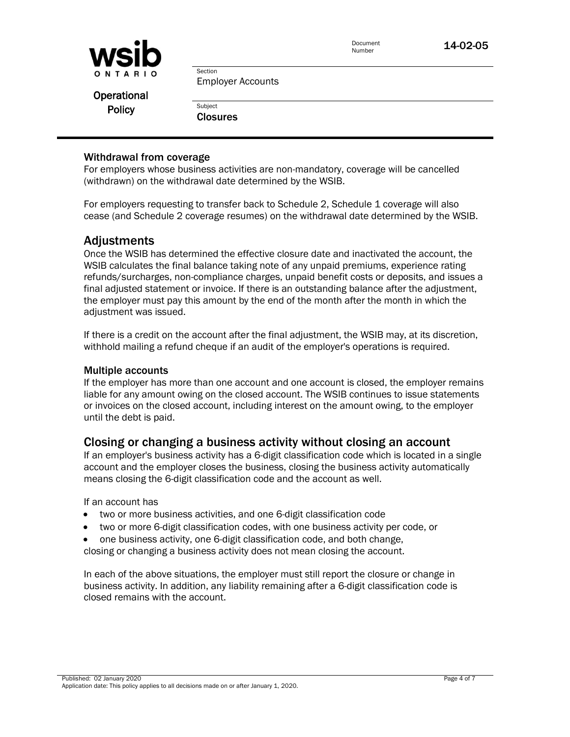### Withdrawal from coverage

For employers whose business activities are non-mandatory, coverage will be cancelled (withdrawn) on the withdrawal date determined by the WSIB.

For employers requesting to transfer back to Schedule 2, Schedule 1 coverage will also cease (and Schedule 2 coverage resumes) on the withdrawal date determined by the WSIB.

## Adjustments

Once the WSIB has determined the effective closure date and inactivated the account, the WSIB calculates the final balance taking note of any unpaid premiums, experience rating refunds/surcharges, non-compliance charges, unpaid benefit costs or deposits, and issues a final adjusted statement or invoice. If there is an outstanding balance after the adjustment, the employer must pay this amount by the end of the month after the month in which the adjustment was issued.

If there is a credit on the account after the final adjustment, the WSIB may, at its discretion, withhold mailing a refund cheque if an audit of the employer's operations is required.

### Multiple accounts

If the employer has more than one account and one account is closed, the employer remains liable for any amount owing on the closed account. The WSIB continues to issue statements or invoices on the closed account, including interest on the amount owing, to the employer until the debt is paid.

## Closing or changing a business activity without closing an account

If an employer's business activity has a 6-digit classification code which is located in a single account and the employer closes the business, closing the business activity automatically means closing the 6-digit classification code and the account as well.

If an account has

- two or more business activities, and one 6-digit classification code
- two or more 6-digit classification codes, with one business activity per code, or
- one business activity, one 6-digit classification code, and both change,

closing or changing a business activity does not mean closing the account.

In each of the above situations, the employer must still report the closure or change in business activity. In addition, any liability remaining after a 6-digit classification code is closed remains with the account.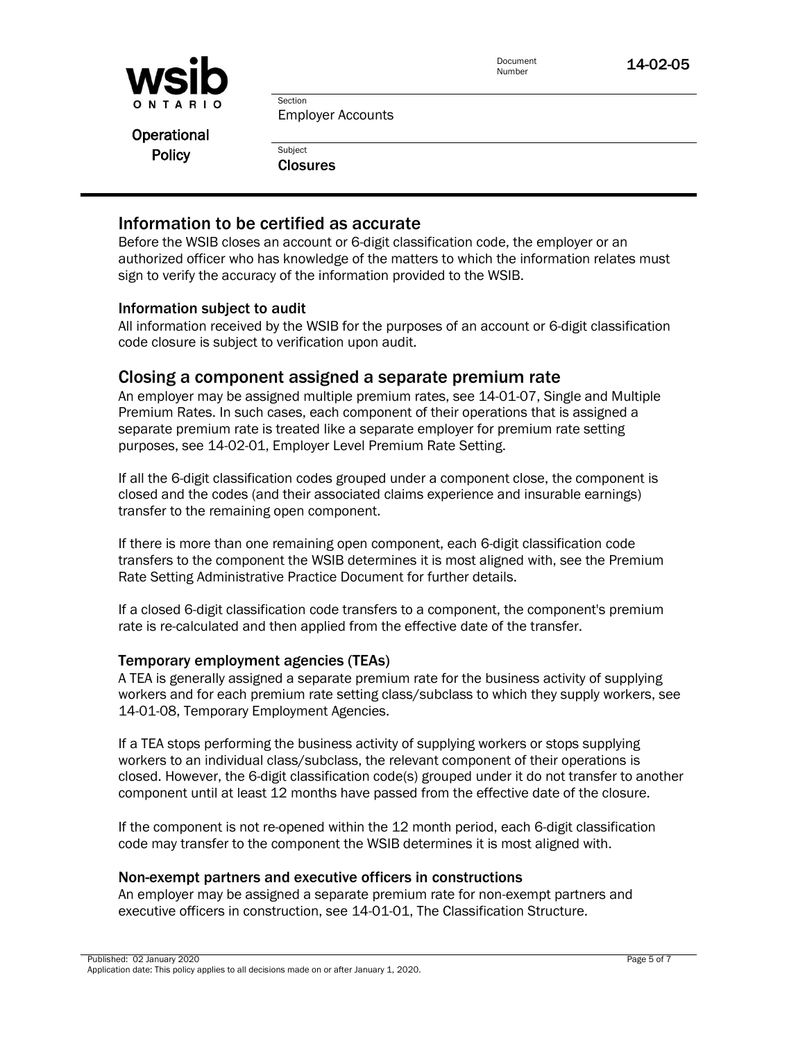## Information to be certified as accurate

Before the WSIB closes an account or 6-digit classification code, the employer or an authorized officer who has knowledge of the matters to which the information relates must sign to verify the accuracy of the information provided to the WSIB.

### Information subject to audit

All information received by the WSIB for the purposes of an account or 6-digit classification code closure is subject to verification upon audit.

## Closing a component assigned a separate premium rate

An employer may be assigned multiple premium rates, see 14-01-07, Single and Multiple Premium Rates. In such cases, each component of their operations that is assigned a separate premium rate is treated like a separate employer for premium rate setting purposes, see 14-02-01, Employer Level Premium Rate Setting.

If all the 6-digit classification codes grouped under a component close, the component is closed and the codes (and their associated claims experience and insurable earnings) transfer to the remaining open component.

If there is more than one remaining open component, each 6-digit classification code transfers to the component the WSIB determines it is most aligned with, see the Premium Rate Setting Administrative Practice Document for further details.

If a closed 6-digit classification code transfers to a component, the component's premium rate is re-calculated and then applied from the effective date of the transfer.

### Temporary employment agencies (TEAs)

A TEA is generally assigned a separate premium rate for the business activity of supplying workers and for each premium rate setting class/subclass to which they supply workers, see 14-01-08, Temporary Employment Agencies.

If a TEA stops performing the business activity of supplying workers or stops supplying workers to an individual class/subclass, the relevant component of their operations is closed. However, the 6-digit classification code(s) grouped under it do not transfer to another component until at least 12 months have passed from the effective date of the closure.

If the component is not re-opened within the 12 month period, each 6-digit classification code may transfer to the component the WSIB determines it is most aligned with.

### Non-exempt partners and executive officers in constructions

An employer may be assigned a separate premium rate for non-exempt partners and executive officers in construction, see 14-01-01, The Classification Structure.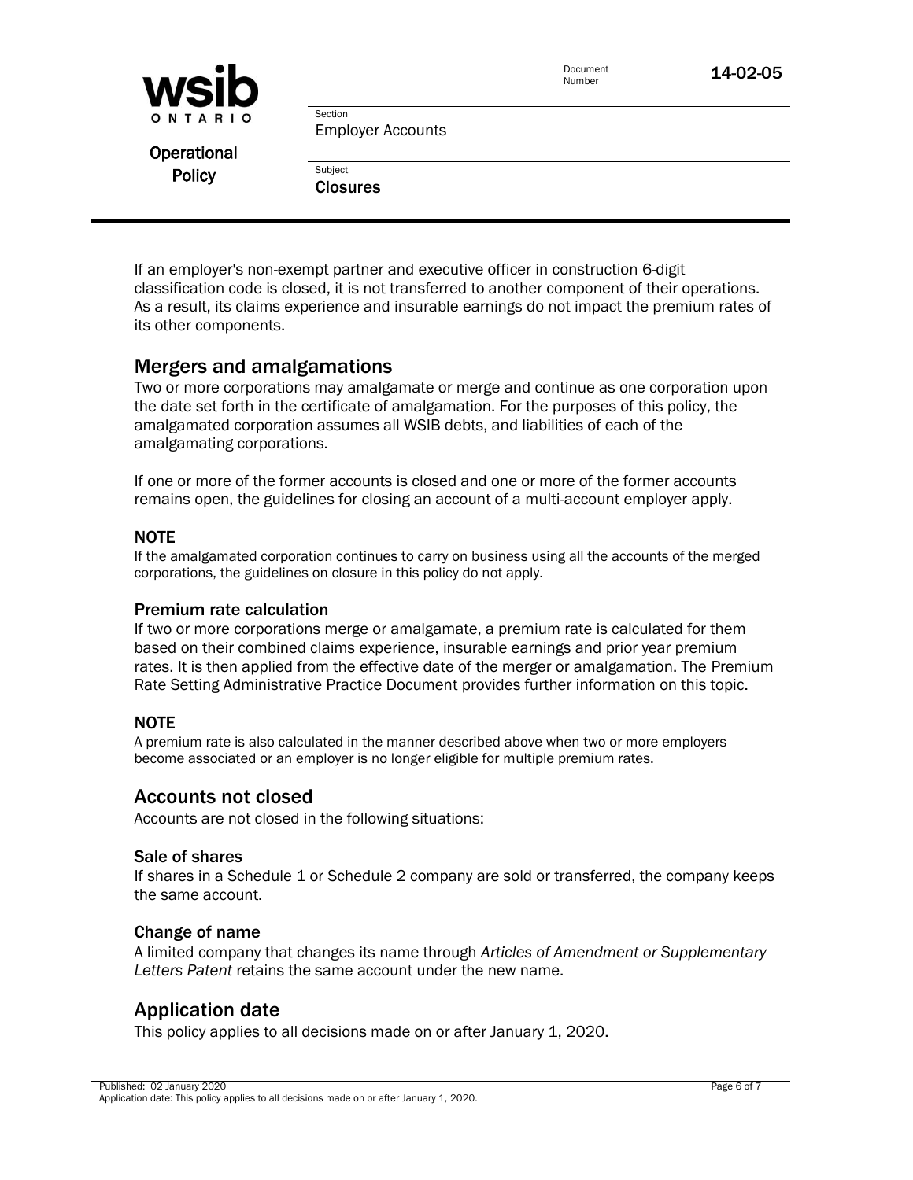If an employer's non-exempt partner and executive officer in construction 6-digit classification code is closed, it is not transferred to another component of their operations. As a result, its claims experience and insurable earnings do not impact the premium rates of its other components.

## Mergers and amalgamations

Two or more corporations may amalgamate or merge and continue as one corporation upon the date set forth in the certificate of amalgamation. For the purposes of this policy, the amalgamated corporation assumes all WSIB debts, and liabilities of each of the amalgamating corporations.

If one or more of the former accounts is closed and one or more of the former accounts remains open, the guidelines for closing an account of a multi-account employer apply.

#### NOTE

If the amalgamated corporation continues to carry on business using all the accounts of the merged corporations, the guidelines on closure in this policy do not apply.

### Premium rate calculation

If two or more corporations merge or amalgamate, a premium rate is calculated for them based on their combined claims experience, insurable earnings and prior year premium rates. It is then applied from the effective date of the merger or amalgamation. The Premium Rate Setting Administrative Practice Document provides further information on this topic.

#### NOTE

A premium rate is also calculated in the manner described above when two or more employers become associated or an employer is no longer eligible for multiple premium rates.

## Accounts not closed

Accounts are not closed in the following situations:

### Sale of shares

If shares in a Schedule 1 or Schedule 2 company are sold or transferred, the company keeps the same account.

### Change of name

A limited company that changes its name through *Articles of Amendment or Supplementary Letters Patent* retains the same account under the new name.

## Application date

This policy applies to all decisions made on or after January 1, 2020.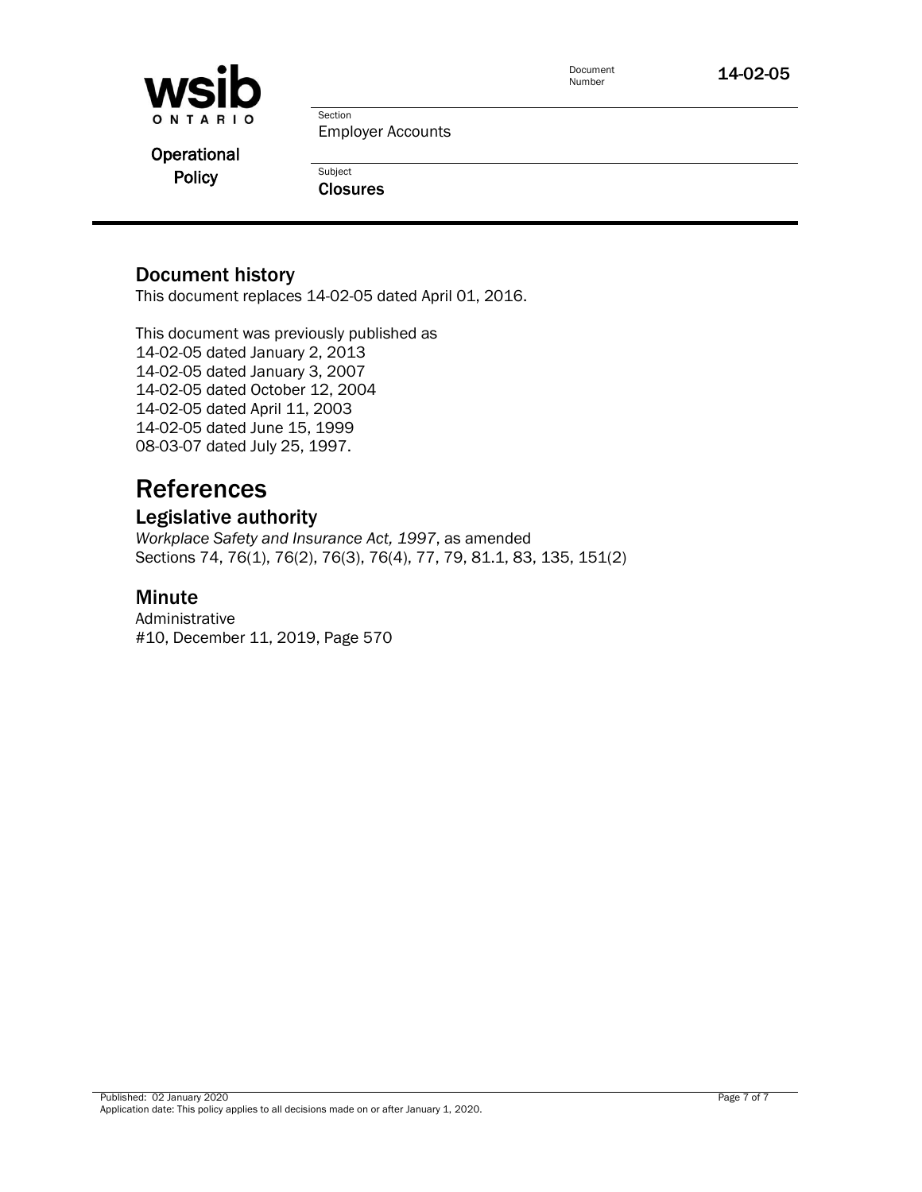## Document history

This document replaces 14-02-05 dated April 01, 2016.

This document was previously published as
14-02-05 dated January 2, 2013
14-02-05 dated January 3, 2007
14-02-05 dated October 12, 2004
14-02-05 dated April 11, 2003
14-02-05 dated June 15, 1999
08-03-07 dated July 25, 1997.

# References

## Legislative authority

*Workplace Safety and Insurance Act, 1997*, as amended
Sections 74, 76(1), 76(2), 76(3), 76(4), 77, 79, 81.1, 83, 135, 151(2)

## Minute

Administrative
#10, December 11, 2019, Page 570